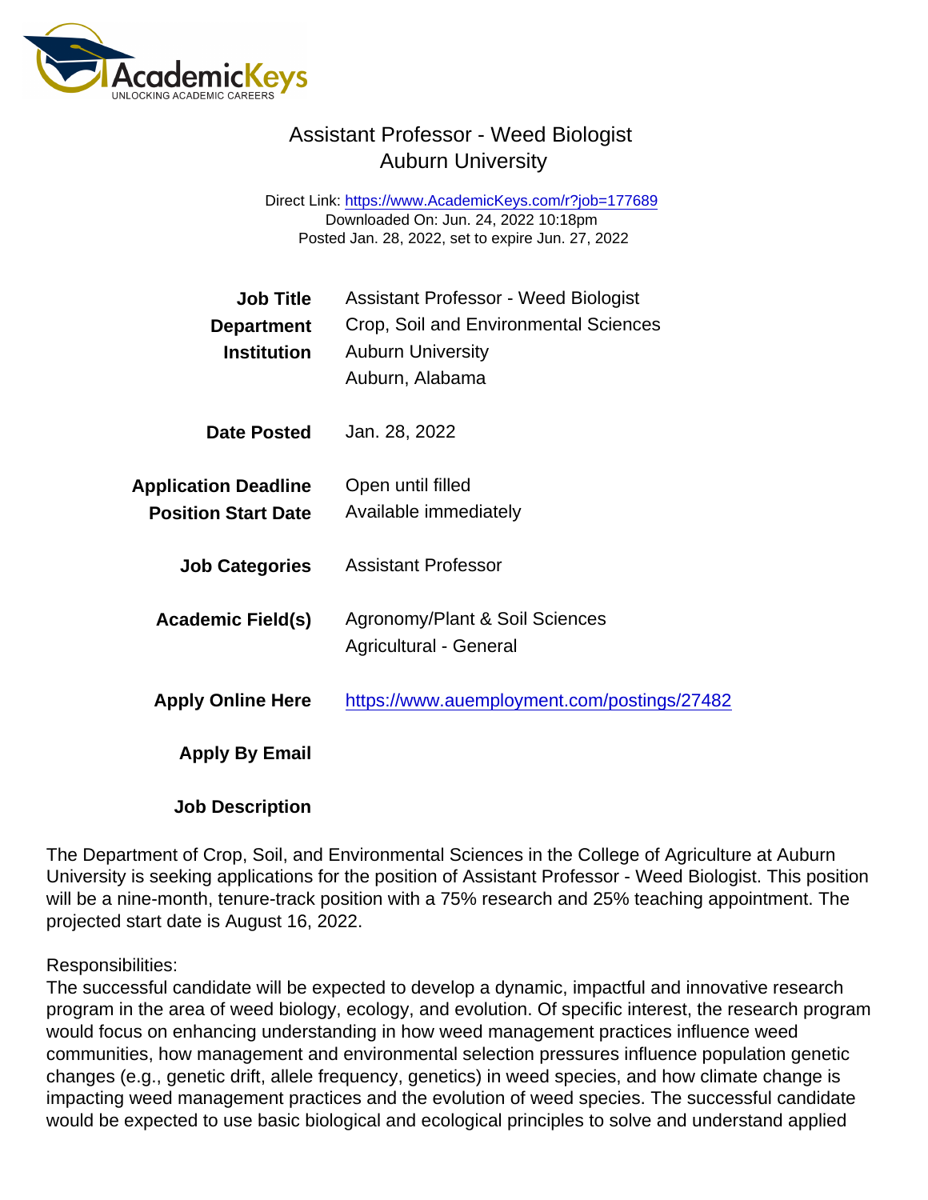# Assistant Professor - Weed Biologist
## Auburn University

Direct Link: https://www.AcademicKeys.com/r?job=177689
Downloaded On: Jun. 24, 2022 10:18pm
Posted Jan. 28, 2022, set to expire Jun. 27, 2022

| | |
|---|---|
| **Job Title** | Assistant Professor - Weed Biologist |
| **Department** | Crop, Soil and Environmental Sciences |
| **Institution** | Auburn University<br>Auburn, Alabama |
| **Date Posted** | Jan. 28, 2022 |
| **Application Deadline** | Open until filled |
| **Position Start Date** | Available immediately |
| **Job Categories** | Assistant Professor |
| **Academic Field(s)** | Agronomy/Plant & Soil Sciences<br>Agricultural - General |
| **Apply Online Here** | https://www.auemployment.com/postings/27482 |
| **Apply By Email** | |

**Job Description**

The Department of Crop, Soil, and Environmental Sciences in the College of Agriculture at Auburn University is seeking applications for the position of Assistant Professor - Weed Biologist. This position will be a nine-month, tenure-track position with a 75% research and 25% teaching appointment. The projected start date is August 16, 2022.

Responsibilities:
The successful candidate will be expected to develop a dynamic, impactful and innovative research program in the area of weed biology, ecology, and evolution. Of specific interest, the research program would focus on enhancing understanding in how weed management practices influence weed communities, how management and environmental selection pressures influence population genetic changes (e.g., genetic drift, allele frequency, genetics) in weed species, and how climate change is impacting weed management practices and the evolution of weed species. The successful candidate would be expected to use basic biological and ecological principles to solve and understand applied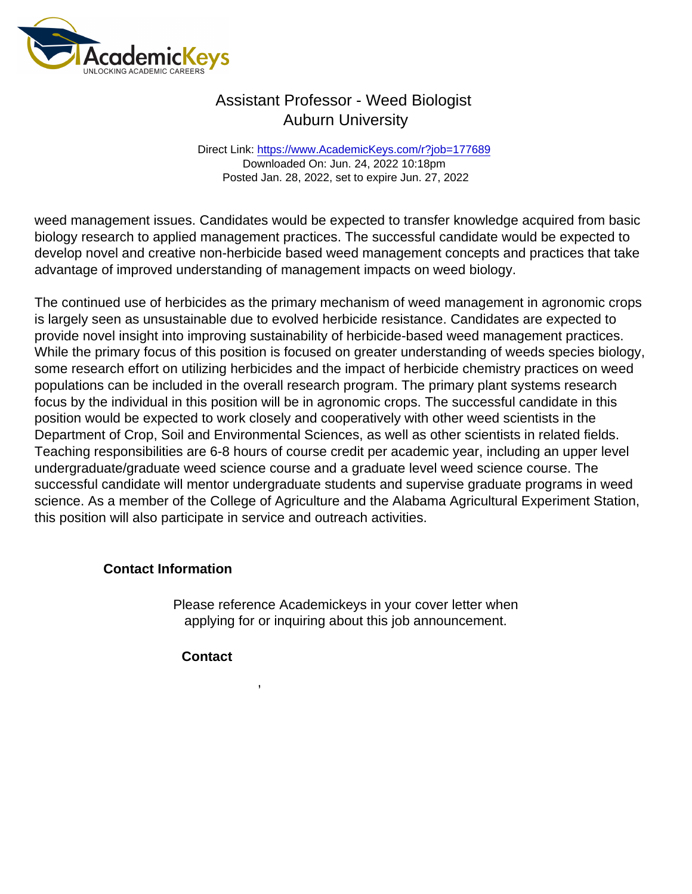weed management issues. Candidates would be expected to transfer knowledge acquired from basic biology research to applied management practices. The successful candidate would be expected to develop novel and creative non-herbicide based weed management concepts and practices that take advantage of improved understanding of management impacts on weed biology.

The continued use of herbicides as the primary mechanism of weed management in agronomic crops is largely seen as unsustainable due to evolved herbicide resistance. Candidates are expected to provide novel insight into improving sustainability of herbicide-based weed management practices. While the primary focus of this position is focused on greater understanding of weeds species biology, some research effort on utilizing herbicides and the impact of herbicide chemistry practices on weed populations can be included in the overall research program. The primary plant systems research focus by the individual in this position will be in agronomic crops. The successful candidate in this position would be expected to work closely and cooperatively with other weed scientists in the Department of Crop, Soil and Environmental Sciences, as well as other scientists in related fields. Teaching responsibilities are 6-8 hours of course credit per academic year, including an upper level undergraduate/graduate weed science course and a graduate level weed science course. The successful candidate will mentor undergraduate students and supervise graduate programs in weed science. As a member of the College of Agriculture and the Alabama Agricultural Experiment Station, this position will also participate in service and outreach activities.

**Contact Information**

Please reference Academickeys in your cover letter when applying for or inquiring about this job announcement.

**Contact**

,